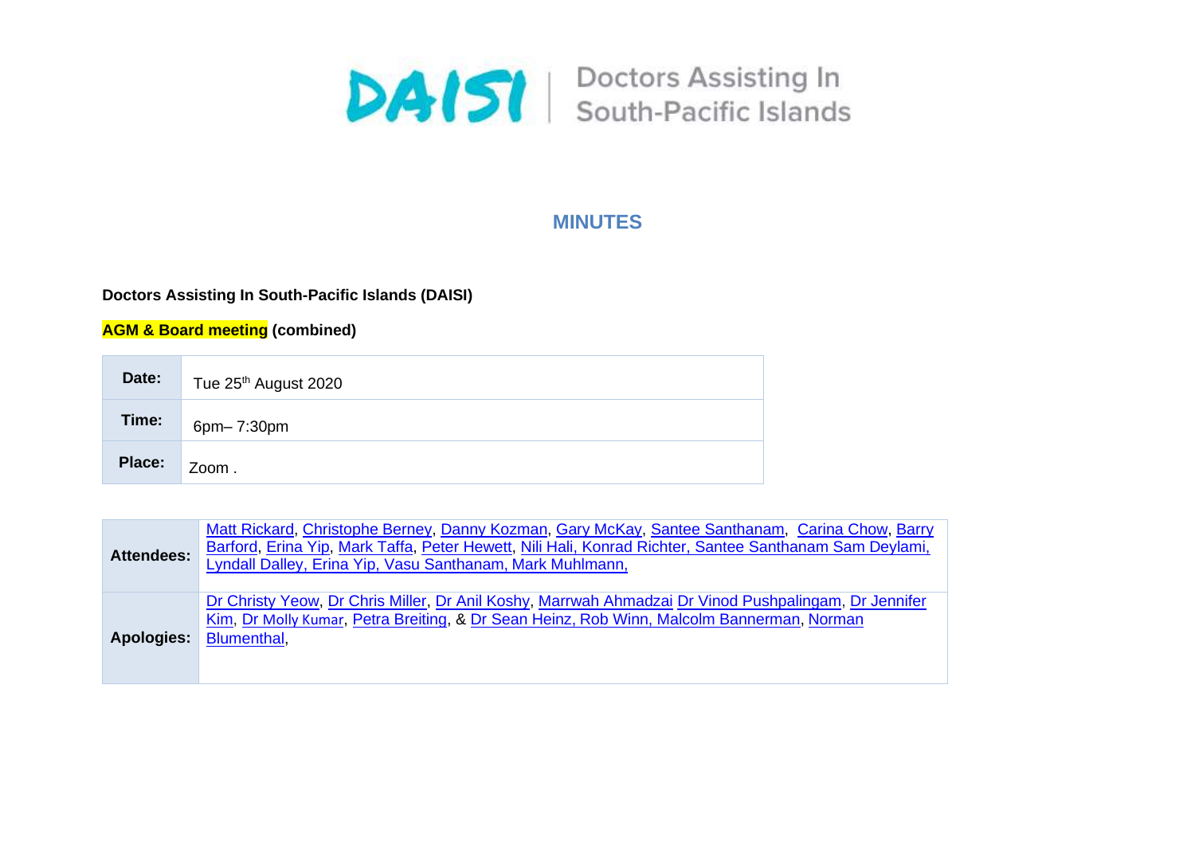DAISI | Doctors Assisting In South-Pacific Islands

# MINUTES

**Doctors Assisting In South-Pacific Islands (DAISI)**

**AGM & Board meeting (combined)**

| | |
|---|---|
| **Date:** | Tue 25th August 2020 |
| **Time:** | 6pm– 7:30pm |
| **Place:** | Zoom . |

| | |
|---|---|
| **Attendees:** | Matt Rickard, Christophe Berney, Danny Kozman, Gary McKay, Santee Santhanam, Carina Chow, Barry Barford, Erina Yip, Mark Taffa, Peter Hewett, Nili Hali, Konrad Richter, Santee Santhanam Sam Deylami, Lyndall Dalley, Erina Yip, Vasu Santhanam, Mark Muhlmann, |
| **Apologies:** | Dr Christy Yeow, Dr Chris Miller, Dr Anil Koshy, Marrwah Ahmadzai Dr Vinod Pushpalingam, Dr Jennifer Kim, Dr Molly Kumar, Petra Breiting, & Dr Sean Heinz, Rob Winn, Malcolm Bannerman, Norman Blumenthal, |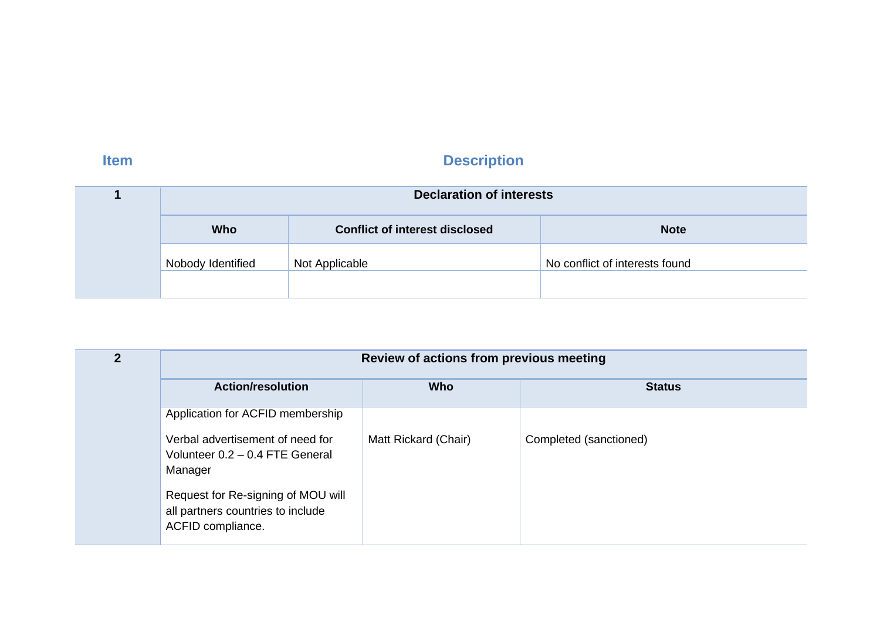| Item | Description | | |
|---|---|---|---|
| **1** | **Declaration of interests** | | |
| | **Who** | **Conflict of interest disclosed** | **Note** |
| | Nobody Identified | Not Applicable | No conflict of interests found |
| | | | |

| Item | Description | | |
|---|---|---|---|
| **2** | **Review of actions from previous meeting** | | |
| | **Action/resolution** | **Who** | **Status** |
| | Application for ACFID membership<br><br>Verbal advertisement of need for Volunteer 0.2 – 0.4 FTE General Manager<br><br>Request for Re-signing of MOU will all partners countries to include ACFID compliance. | Matt Rickard (Chair) | Completed (sanctioned) |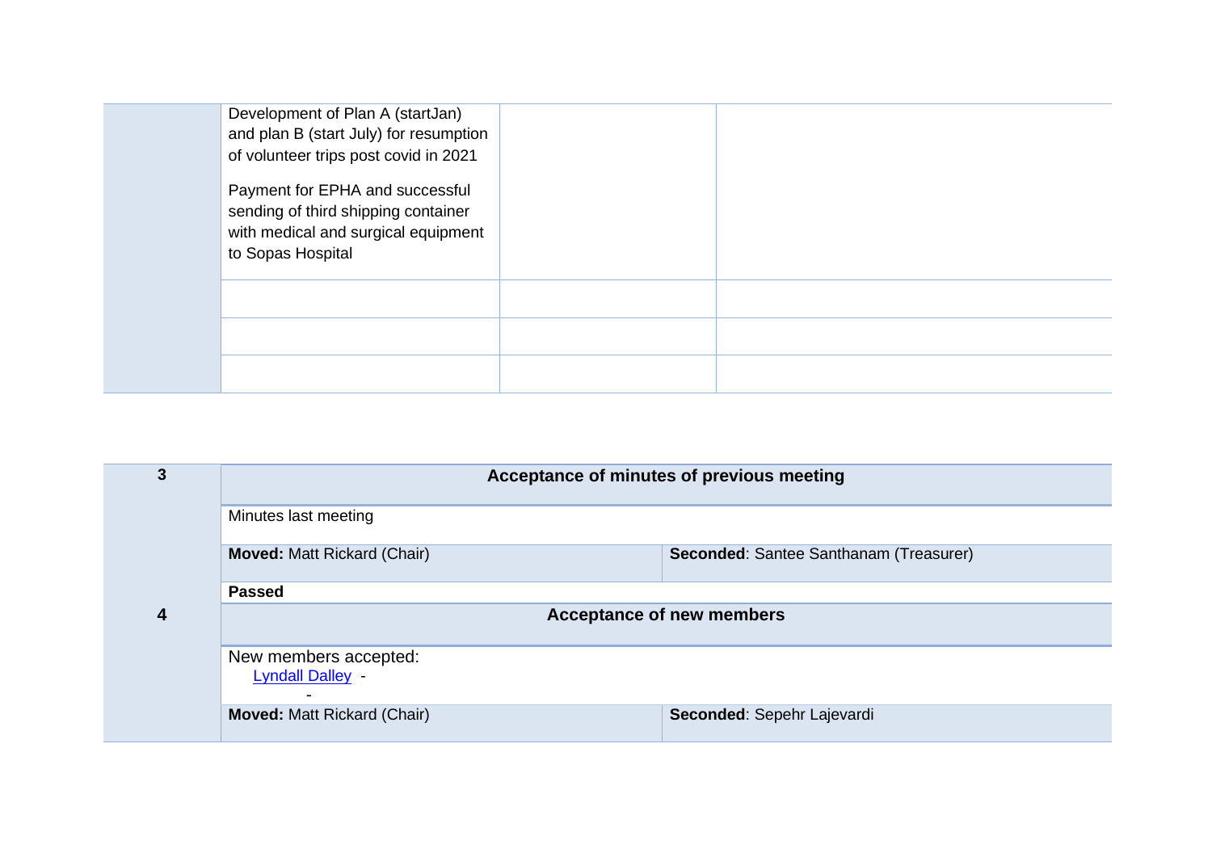| | | | |
|---|---|---|---|
| | Development of Plan A (startJan) and plan B (start July) for resumption of volunteer trips post covid in 2021<br><br>Payment for EPHA and successful sending of third shipping container with medical and surgical equipment to Sopas Hospital | | |
| | | | |
| | | | |
| | | | |

| | | |
|---|---|---|
| **3** | **Acceptance of minutes of previous meeting** | |
| | Minutes last meeting | |
| | **Moved:** Matt Rickard (Chair) | **Seconded**: Santee Santhanam (Treasurer) |
| | **Passed** | |
| **4** | **Acceptance of new members** | |
| | New members accepted:<br>Lyndall Dalley -<br>- | |
| | **Moved:** Matt Rickard (Chair) | **Seconded**: Sepehr Lajevardi |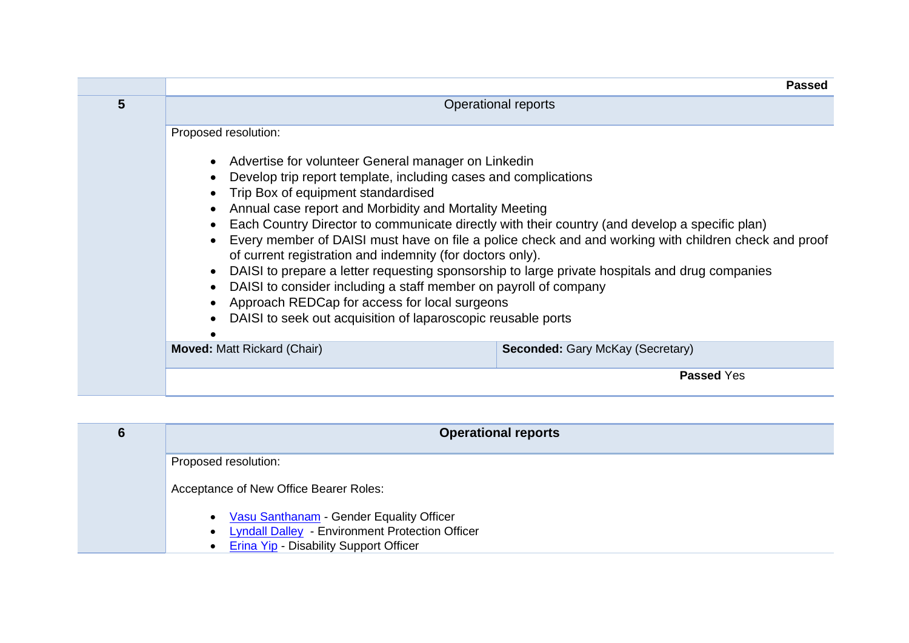| | |
|---|---|
| | **Passed** |
| **5** | Operational reports |

Proposed resolution:

- Advertise for volunteer General manager on Linkedin
- Develop trip report template, including cases and complications
- Trip Box of equipment standardised
- Annual case report and Morbidity and Mortality Meeting
- Each Country Director to communicate directly with their country (and develop a specific plan)
- Every member of DAISI must have on file a police check and and working with children check and proof of current registration and indemnity (for doctors only).
- DAISI to prepare a letter requesting sponsorship to large private hospitals and drug companies
- DAISI to consider including a staff member on payroll of company
- Approach REDCap for access for local surgeons
- DAISI to seek out acquisition of laparoscopic reusable ports

| | |
|---|---|
| **Moved:** Matt Rickard (Chair) | **Seconded:** Gary McKay (Secretary) |
| | **Passed** Yes |

| | |
|---|---|
| **6** | **Operational reports** |

Proposed resolution:

Acceptance of New Office Bearer Roles:

- Vasu Santhanam - Gender Equality Officer
- Lyndall Dalley - Environment Protection Officer
- Erina Yip - Disability Support Officer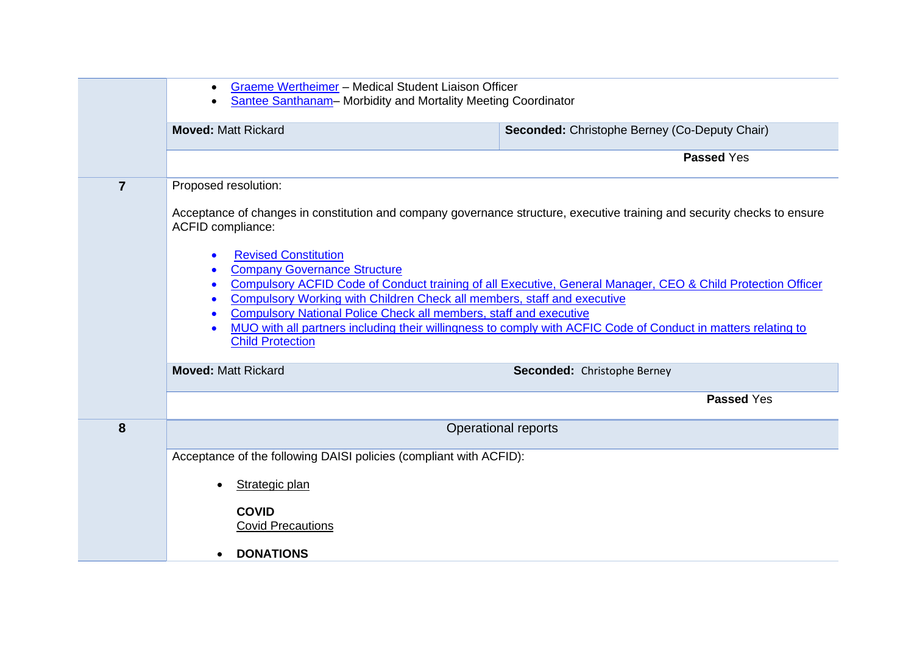| | |
|---|---|
| | • Graeme Wertheimer – Medical Student Liaison Officer<br>• Santee Santhanam– Morbidity and Mortality Meeting Coordinator<br><br>**Moved:** Matt Rickard — **Seconded:** Christophe Berney (Co-Deputy Chair)<br><br>**Passed** Yes |
| **7** | Proposed resolution:<br><br>Acceptance of changes in constitution and company governance structure, executive training and security checks to ensure ACFID compliance:<br><br>• Revised Constitution<br>• Company Governance Structure<br>• Compulsory ACFID Code of Conduct training of all Executive, General Manager, CEO & Child Protection Officer<br>• Compulsory Working with Children Check all members, staff and executive<br>• Compulsory National Police Check all members, staff and executive<br>• MUO with all partners including their willingness to comply with ACFIC Code of Conduct in matters relating to Child Protection<br><br>**Moved:** Matt Rickard — **Seconded:** Christophe Berney<br><br>**Passed** Yes |
| **8** | Operational reports<br><br>Acceptance of the following DAISI policies (compliant with ACFID):<br><br>• Strategic plan<br><br>**COVID**<br>Covid Precautions<br><br>• **DONATIONS** |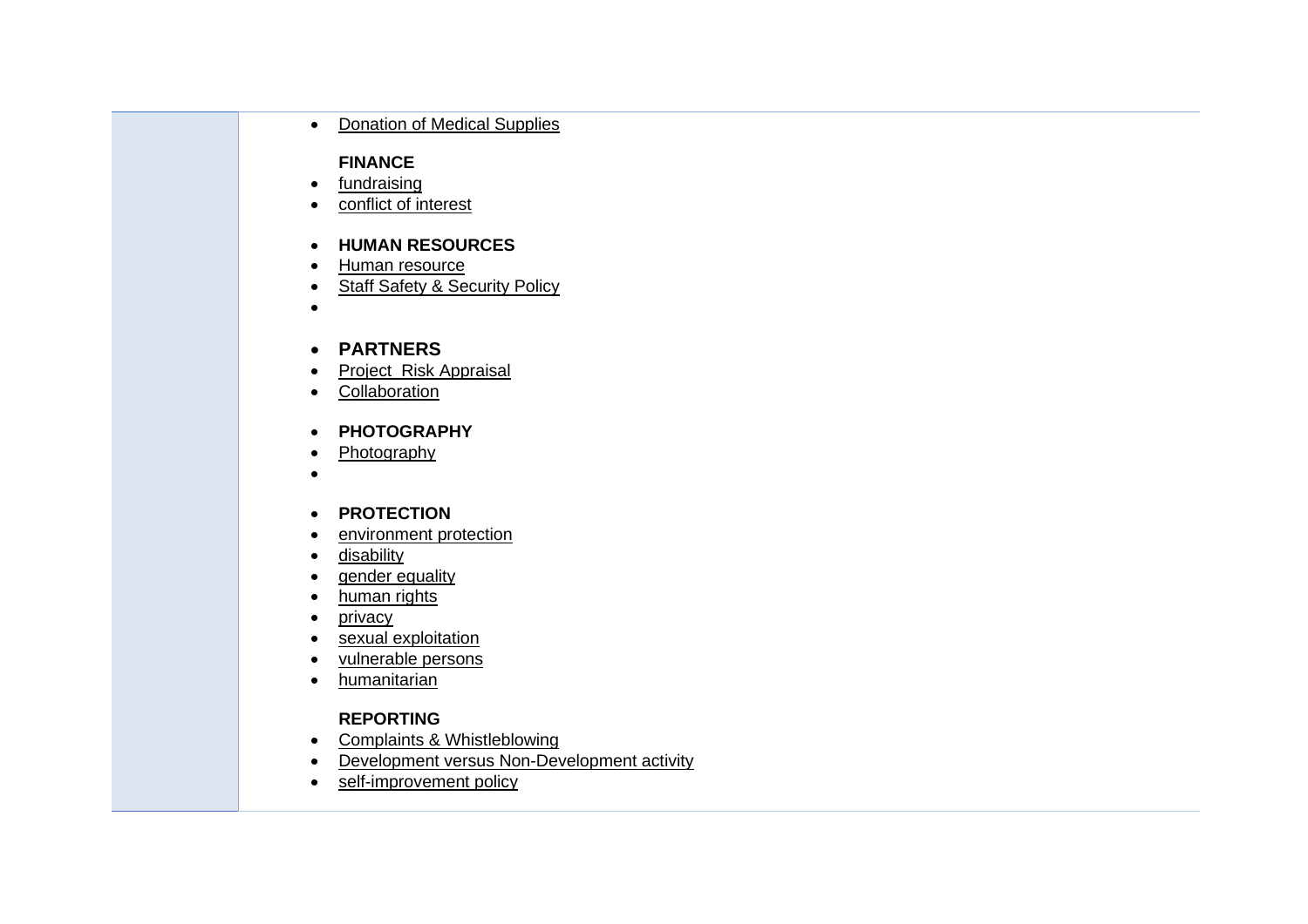- Donation of Medical Supplies

**FINANCE**

- fundraising
- conflict of interest

- **HUMAN RESOURCES**
- Human resource
- Staff Safety & Security Policy

- **PARTNERS**
- Project  Risk Appraisal
- Collaboration

- **PHOTOGRAPHY**
- Photography

- **PROTECTION**
- environment protection
- disability
- gender equality
- human rights
- privacy
- sexual exploitation
- vulnerable persons
- humanitarian

**REPORTING**

- Complaints & Whistleblowing
- Development versus Non-Development activity
- self-improvement policy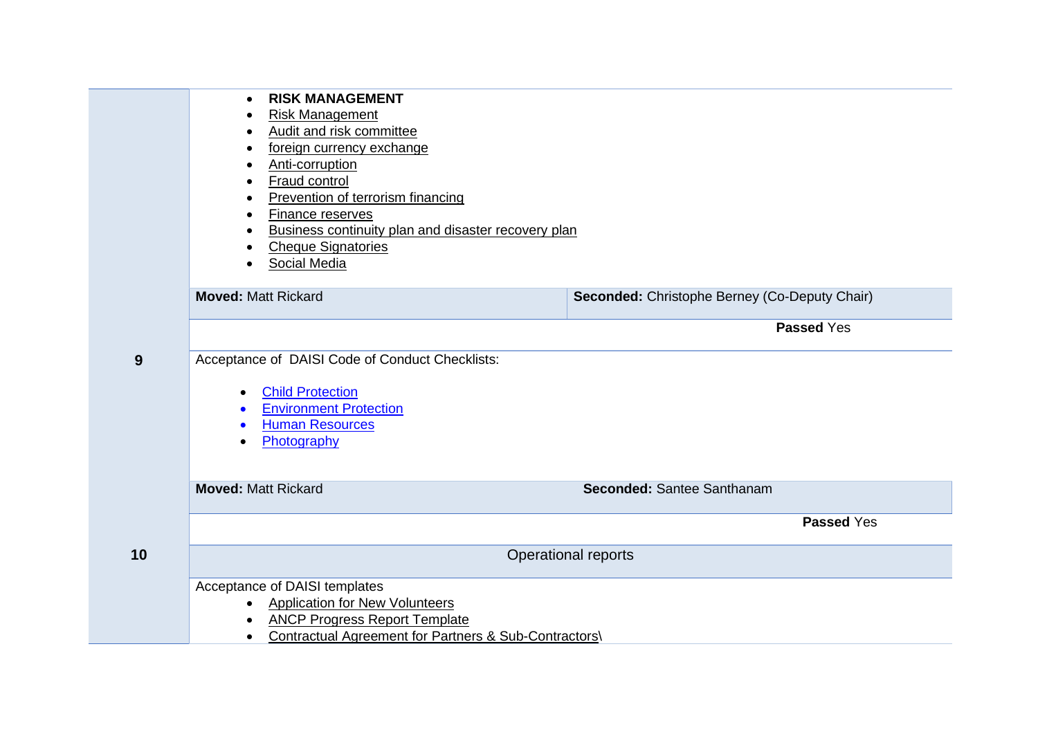| | | |
|---|---|---|
| | <ul><li>**RISK MANAGEMENT**</li><li>Risk Management</li><li>Audit and risk committee</li><li>foreign currency exchange</li><li>Anti-corruption</li><li>Fraud control</li><li>Prevention of terrorism financing</li><li>Finance reserves</li><li>Business continuity plan and disaster recovery plan</li><li>Cheque Signatories</li><li>Social Media</li></ul> | |
| | **Moved:** Matt Rickard | **Seconded:** Christophe Berney (Co-Deputy Chair) |
| | | **Passed** Yes |
| **9** | Acceptance of DAISI Code of Conduct Checklists:<br><ul><li>Child Protection</li><li>Environment Protection</li><li>Human Resources</li><li>Photography</li></ul> | |
| | **Moved:** Matt Rickard | **Seconded:** Santee Santhanam |
| | | **Passed** Yes |
| **10** | Operational reports | |
| | Acceptance of DAISI templates<br><ul><li>Application for New Volunteers</li><li>ANCP Progress Report Template</li><li>Contractual Agreement for Partners & Sub-Contractors\</li></ul> | |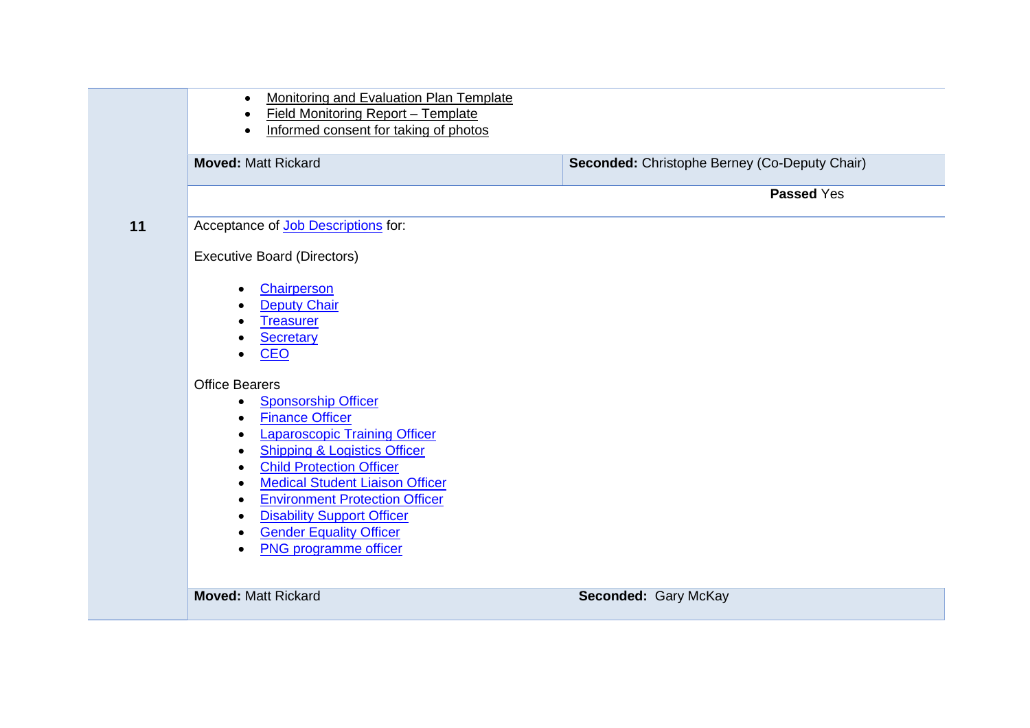| | | |
|---|---|---|
| | • Monitoring and Evaluation Plan Template<br>• Field Monitoring Report – Template<br>• Informed consent for taking of photos | |
| | **Moved:** Matt Rickard | **Seconded:** Christophe Berney (Co-Deputy Chair) |
| | | **Passed** Yes |
| **11** | Acceptance of Job Descriptions for:<br><br>Executive Board (Directors)<br><br>• Chairperson<br>• Deputy Chair<br>• Treasurer<br>• Secretary<br>• CEO<br><br>Office Bearers<br>• Sponsorship Officer<br>• Finance Officer<br>• Laparoscopic Training Officer<br>• Shipping & Logistics Officer<br>• Child Protection Officer<br>• Medical Student Liaison Officer<br>• Environment Protection Officer<br>• Disability Support Officer<br>• Gender Equality Officer<br>• PNG programme officer | |
| | **Moved:** Matt Rickard | **Seconded:** Gary McKay |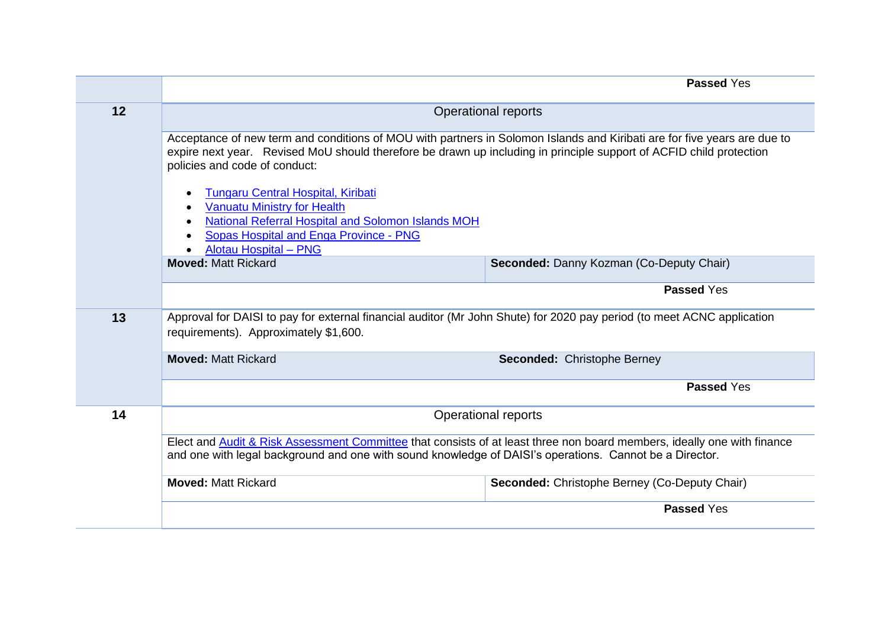| | | |
|---|---|---|
| | | **Passed** Yes |
| **12** | Operational reports | |
| | Acceptance of new term and conditions of MOU with partners in Solomon Islands and Kiribati are for five years are due to expire next year. Revised MoU should therefore be drawn up including in principle support of ACFID child protection policies and code of conduct:<br><br>• Tungaru Central Hospital, Kiribati<br>• Vanuatu Ministry for Health<br>• National Referral Hospital and Solomon Islands MOH<br>• Sopas Hospital and Enga Province - PNG<br>• Alotau Hospital – PNG | |
| | **Moved:** Matt Rickard | **Seconded:** Danny Kozman (Co-Deputy Chair) |
| | | **Passed** Yes |
| **13** | Approval for DAISI to pay for external financial auditor (Mr John Shute) for 2020 pay period (to meet ACNC application requirements). Approximately $1,600. | |
| | **Moved:** Matt Rickard | **Seconded:** Christophe Berney |
| | | **Passed** Yes |
| **14** | Operational reports | |
| | Elect and Audit & Risk Assessment Committee that consists of at least three non board members, ideally one with finance and one with legal background and one with sound knowledge of DAISI's operations. Cannot be a Director. | |
| | **Moved:** Matt Rickard | **Seconded:** Christophe Berney (Co-Deputy Chair) |
| | | **Passed** Yes |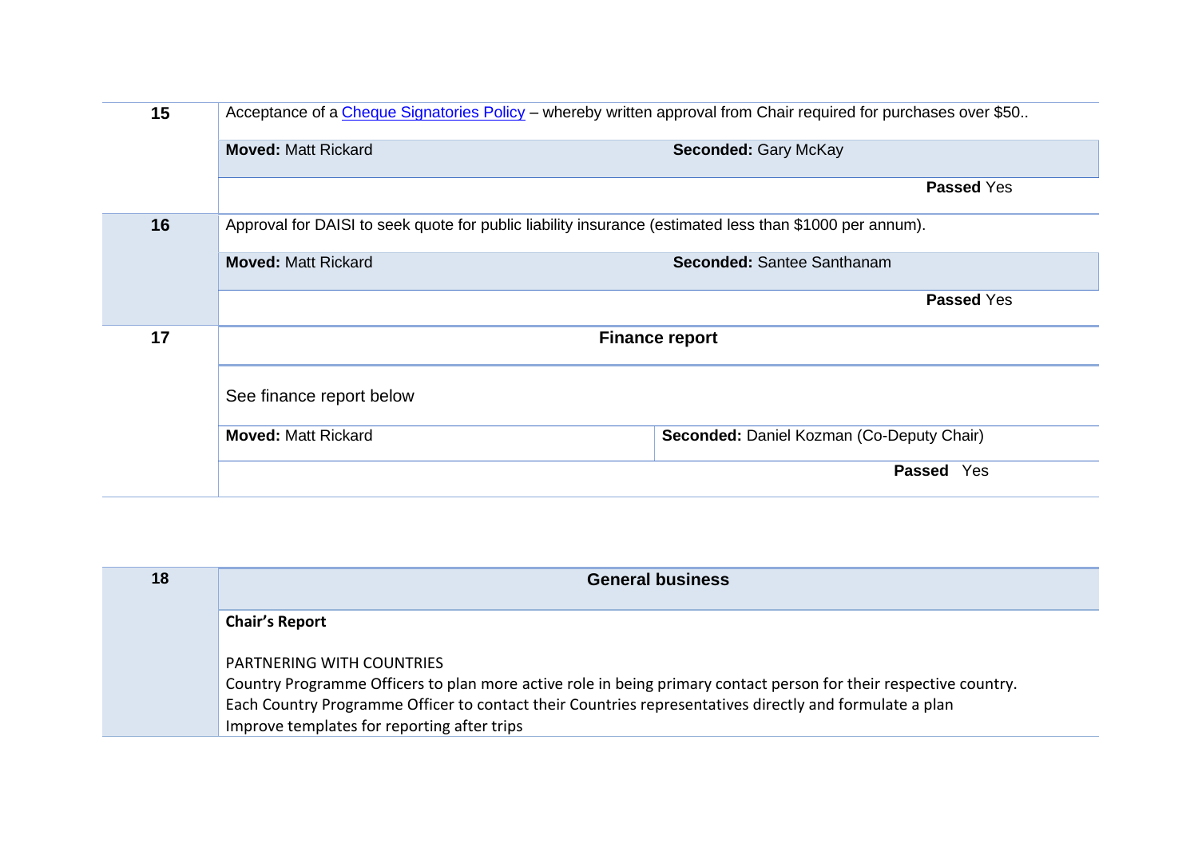| | | |
|---|---|---|
| **15** | Acceptance of a [Cheque Signatories Policy]() – whereby written approval from Chair required for purchases over $50.. | |
| | **Moved:** Matt Rickard | **Seconded:** Gary McKay |
| | | **Passed** Yes |
| **16** | Approval for DAISI to seek quote for public liability insurance (estimated less than $1000 per annum). | |
| | **Moved:** Matt Rickard | **Seconded:** Santee Santhanam |
| | | **Passed** Yes |
| **17** | **Finance report** | |
| | See finance report below | |
| | **Moved:** Matt Rickard | **Seconded:** Daniel Kozman (Co-Deputy Chair) |
| | | **Passed** Yes |

| | |
|---|---|
| **18** | **General business** |
| | **Chair's Report**<br><br>PARTNERING WITH COUNTRIES<br>Country Programme Officers to plan more active role in being primary contact person for their respective country.<br>Each Country Programme Officer to contact their Countries representatives directly and formulate a plan<br>Improve templates for reporting after trips |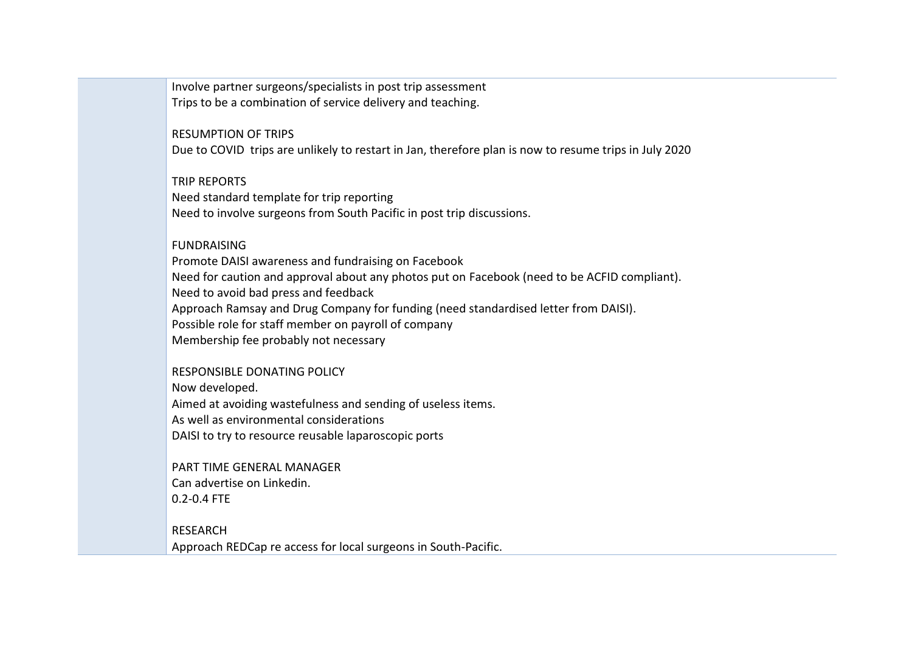| | |
|---|---|
| | Involve partner surgeons/specialists in post trip assessment<br>Trips to be a combination of service delivery and teaching.<br><br>RESUMPTION OF TRIPS<br>Due to COVID trips are unlikely to restart in Jan, therefore plan is now to resume trips in July 2020<br><br>TRIP REPORTS<br>Need standard template for trip reporting<br>Need to involve surgeons from South Pacific in post trip discussions.<br><br>FUNDRAISING<br>Promote DAISI awareness and fundraising on Facebook<br>Need for caution and approval about any photos put on Facebook (need to be ACFID compliant).<br>Need to avoid bad press and feedback<br>Approach Ramsay and Drug Company for funding (need standardised letter from DAISI).<br>Possible role for staff member on payroll of company<br>Membership fee probably not necessary<br><br>RESPONSIBLE DONATING POLICY<br>Now developed.<br>Aimed at avoiding wastefulness and sending of useless items.<br>As well as environmental considerations<br>DAISI to try to resource reusable laparoscopic ports<br><br>PART TIME GENERAL MANAGER<br>Can advertise on Linkedin.<br>0.2-0.4 FTE<br><br>RESEARCH<br>Approach REDCap re access for local surgeons in South-Pacific. |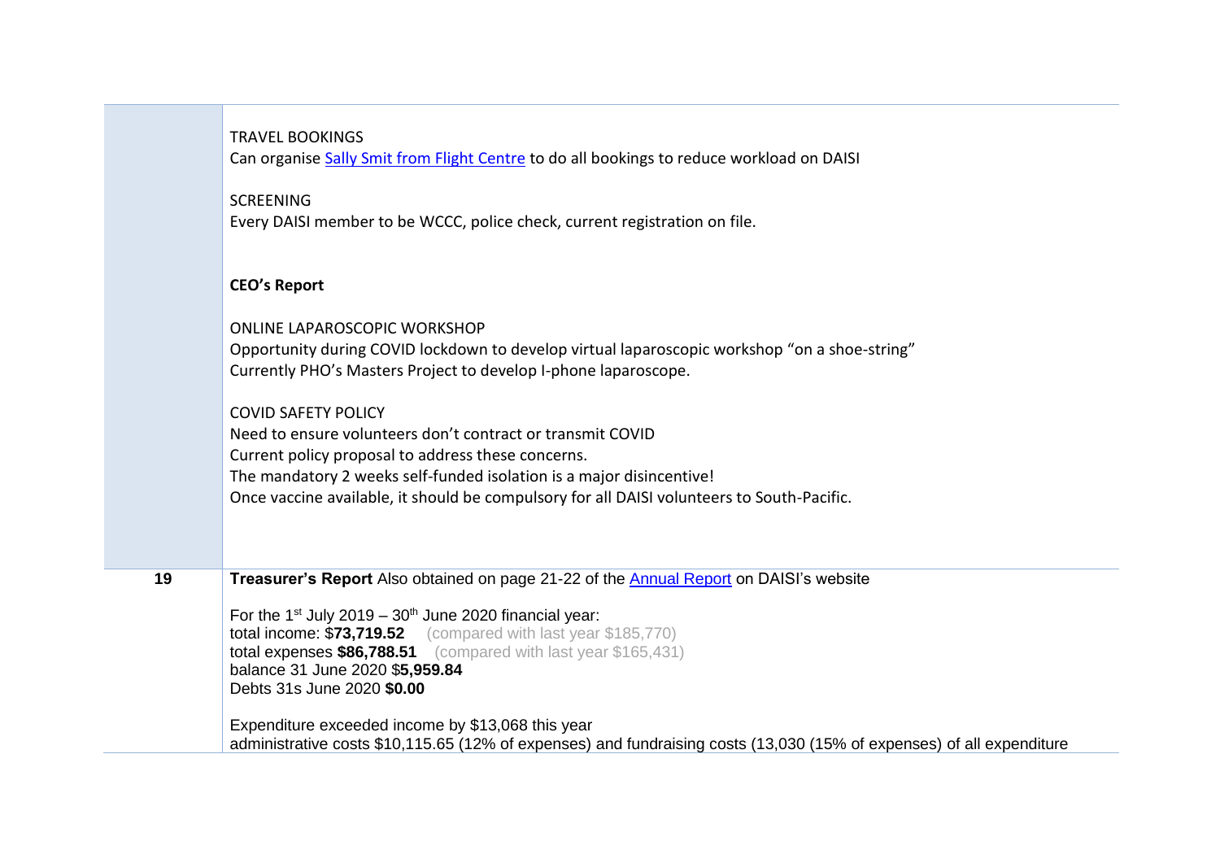| | |
|---|---|
| | TRAVEL BOOKINGS<br>Can organise [Sally Smit from Flight Centre] to do all bookings to reduce workload on DAISI<br><br>SCREENING<br>Every DAISI member to be WCCC, police check, current registration on file.<br><br>**CEO's Report**<br><br>ONLINE LAPAROSCOPIC WORKSHOP<br>Opportunity during COVID lockdown to develop virtual laparoscopic workshop "on a shoe-string"<br>Currently PHO's Masters Project to develop I-phone laparoscope.<br><br>COVID SAFETY POLICY<br>Need to ensure volunteers don't contract or transmit COVID<br>Current policy proposal to address these concerns.<br>The mandatory 2 weeks self-funded isolation is a major disincentive!<br>Once vaccine available, it should be compulsory for all DAISI volunteers to South-Pacific. |
| **19** | **Treasurer's Report** Also obtained on page 21-22 of the [Annual Report] on DAISI's website<br><br>For the 1st July 2019 – 30th June 2020 financial year:<br>total income: $**73,719.52** (compared with last year $185,770)<br>total expenses **$86,788.51** (compared with last year $165,431)<br>balance 31 June 2020 $**5,959.84**<br>Debts 31s June 2020 **$0.00**<br><br>Expenditure exceeded income by $13,068 this year<br>administrative costs $10,115.65 (12% of expenses) and fundraising costs (13,030 (15% of expenses) of all expenditure |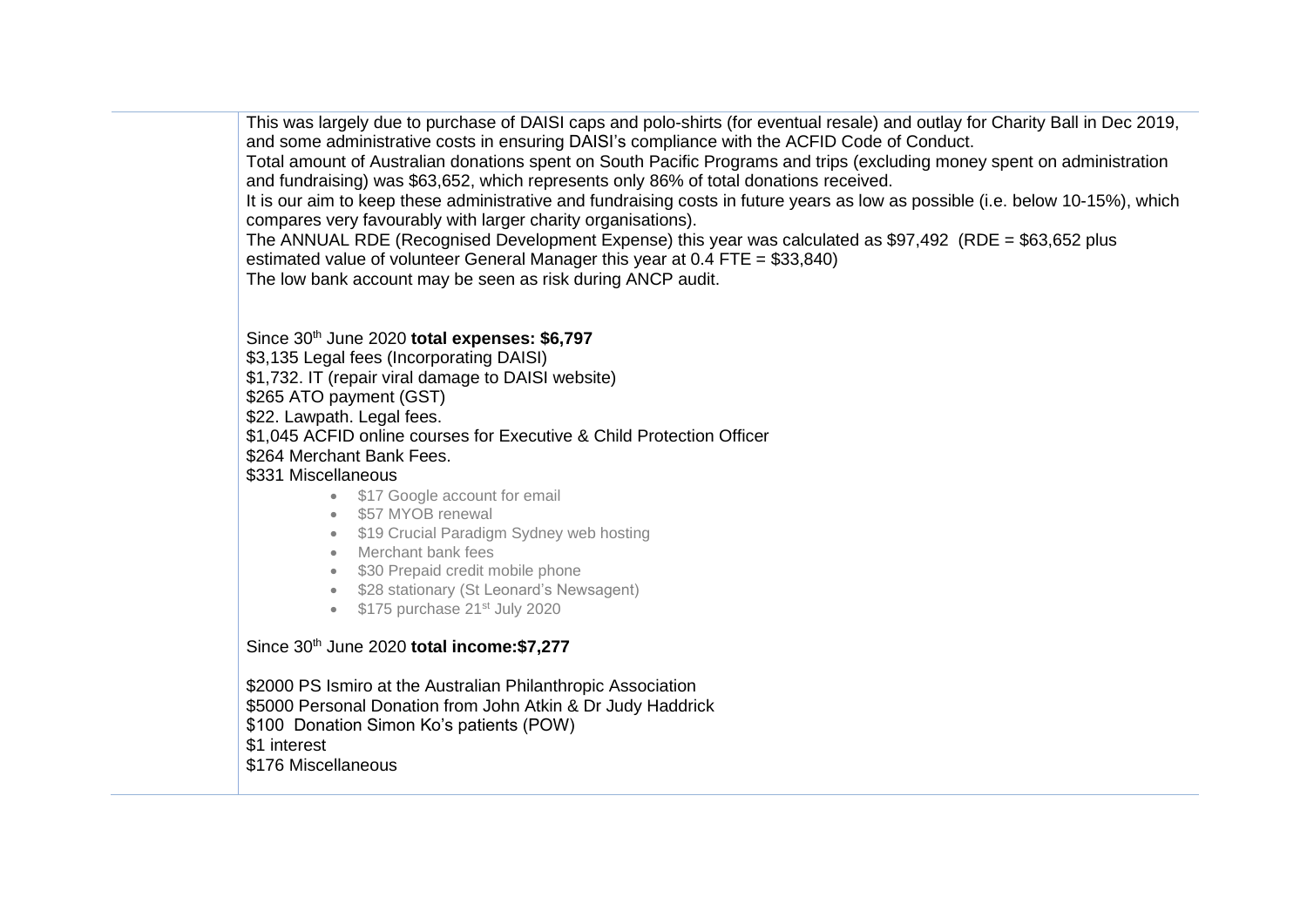This was largely due to purchase of DAISI caps and polo-shirts (for eventual resale) and outlay for Charity Ball in Dec 2019, and some administrative costs in ensuring DAISI's compliance with the ACFID Code of Conduct.
Total amount of Australian donations spent on South Pacific Programs and trips (excluding money spent on administration and fundraising) was $63,652, which represents only 86% of total donations received.
It is our aim to keep these administrative and fundraising costs in future years as low as possible (i.e. below 10-15%), which compares very favourably with larger charity organisations).
The ANNUAL RDE (Recognised Development Expense) this year was calculated as $97,492 (RDE = $63,652 plus estimated value of volunteer General Manager this year at 0.4 FTE = $33,840)
The low bank account may be seen as risk during ANCP audit.

Since 30th June 2020 **total expenses: $6,797**
$3,135 Legal fees (Incorporating DAISI)
$1,732. IT (repair viral damage to DAISI website)
$265 ATO payment (GST)
$22. Lawpath. Legal fees.
$1,045 ACFID online courses for Executive & Child Protection Officer
$264 Merchant Bank Fees.
$331 Miscellaneous

- $17 Google account for email
- $57 MYOB renewal
- $19 Crucial Paradigm Sydney web hosting
- Merchant bank fees
- $30 Prepaid credit mobile phone
- $28 stationary (St Leonard's Newsagent)
- $175 purchase 21st July 2020

Since 30th June 2020 **total income:$7,277**

$2000 PS Ismiro at the Australian Philanthropic Association
$5000 Personal Donation from John Atkin & Dr Judy Haddrick
$100 Donation Simon Ko's patients (POW)
$1 interest
$176 Miscellaneous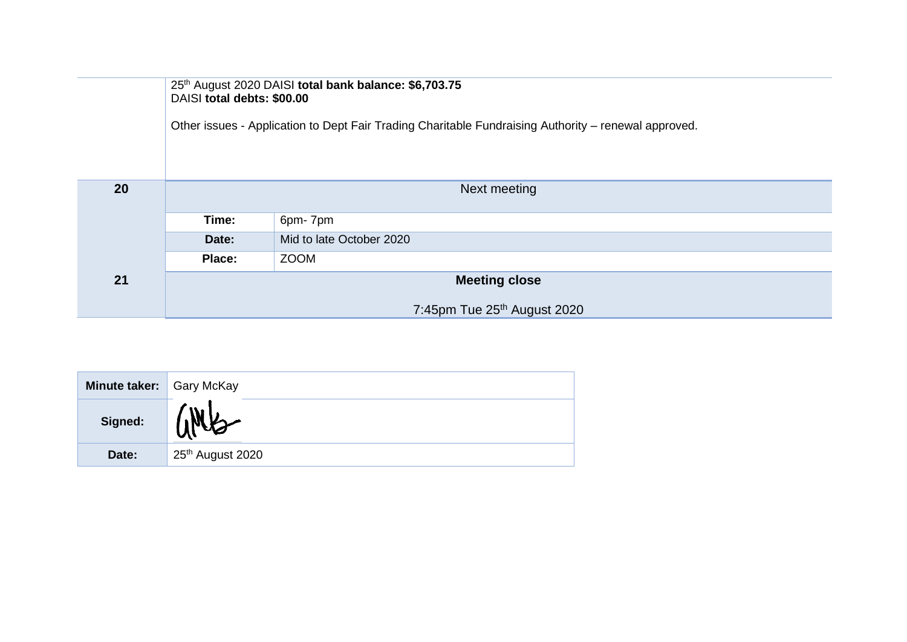| | | |
|---|---|---|
| | 25th August 2020 DAISI **total bank balance: $6,703.75**<br>DAISI **total debts: $00.00**<br><br>Other issues - Application to Dept Fair Trading Charitable Fundraising Authority – renewal approved. | |
| **20** | Next meeting | |
| | **Time:** | 6pm- 7pm |
| | **Date:** | Mid to late October 2020 |
| | **Place:** | ZOOM |
| **21** | **Meeting close**<br><br>7:45pm Tue 25th August 2020 | |

| | |
|---|---|
| **Minute taker:** | Gary McKay |
| **Signed:** | |
| **Date:** | 25th August 2020 |